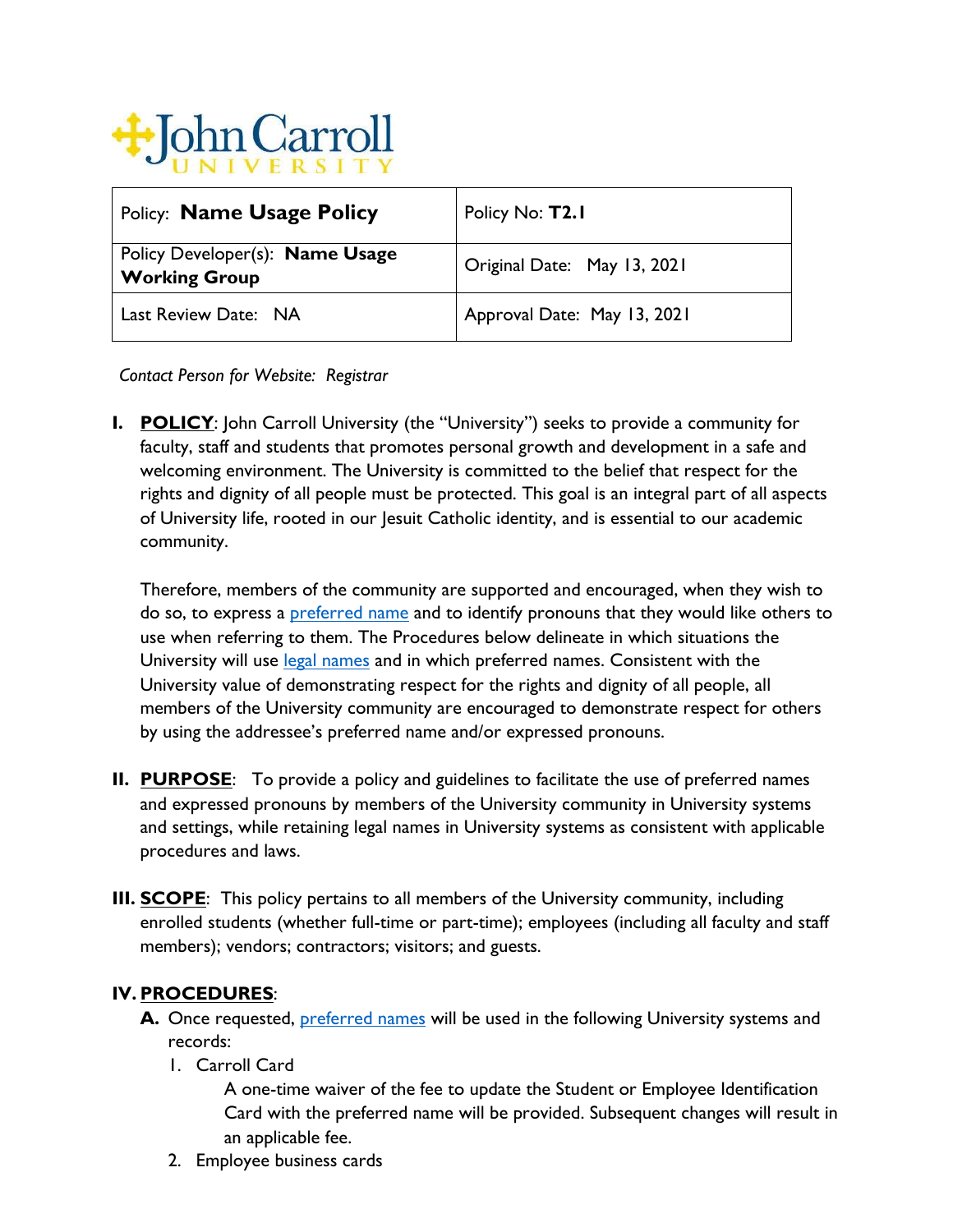John Carroll UNIVERSITY

| Policy: **Name Usage Policy** | Policy No: **T2.1** |
|---|---|
| Policy Developer(s): **Name Usage Working Group** | Original Date: May 13, 2021 |
| Last Review Date: NA | Approval Date: May 13, 2021 |

*Contact Person for Website: Registrar*

**I. POLICY**: John Carroll University (the "University") seeks to provide a community for faculty, staff and students that promotes personal growth and development in a safe and welcoming environment. The University is committed to the belief that respect for the rights and dignity of all people must be protected. This goal is an integral part of all aspects of University life, rooted in our Jesuit Catholic identity, and is essential to our academic community.

Therefore, members of the community are supported and encouraged, when they wish to do so, to express a preferred name and to identify pronouns that they would like others to use when referring to them. The Procedures below delineate in which situations the University will use legal names and in which preferred names. Consistent with the University value of demonstrating respect for the rights and dignity of all people, all members of the University community are encouraged to demonstrate respect for others by using the addressee's preferred name and/or expressed pronouns.

**II. PURPOSE**: To provide a policy and guidelines to facilitate the use of preferred names and expressed pronouns by members of the University community in University systems and settings, while retaining legal names in University systems as consistent with applicable procedures and laws.

**III. SCOPE**: This policy pertains to all members of the University community, including enrolled students (whether full-time or part-time); employees (including all faculty and staff members); vendors; contractors; visitors; and guests.

**IV. PROCEDURES**:

**A.** Once requested, preferred names will be used in the following University systems and records:

1. Carroll Card

   A one-time waiver of the fee to update the Student or Employee Identification Card with the preferred name will be provided. Subsequent changes will result in an applicable fee.

2. Employee business cards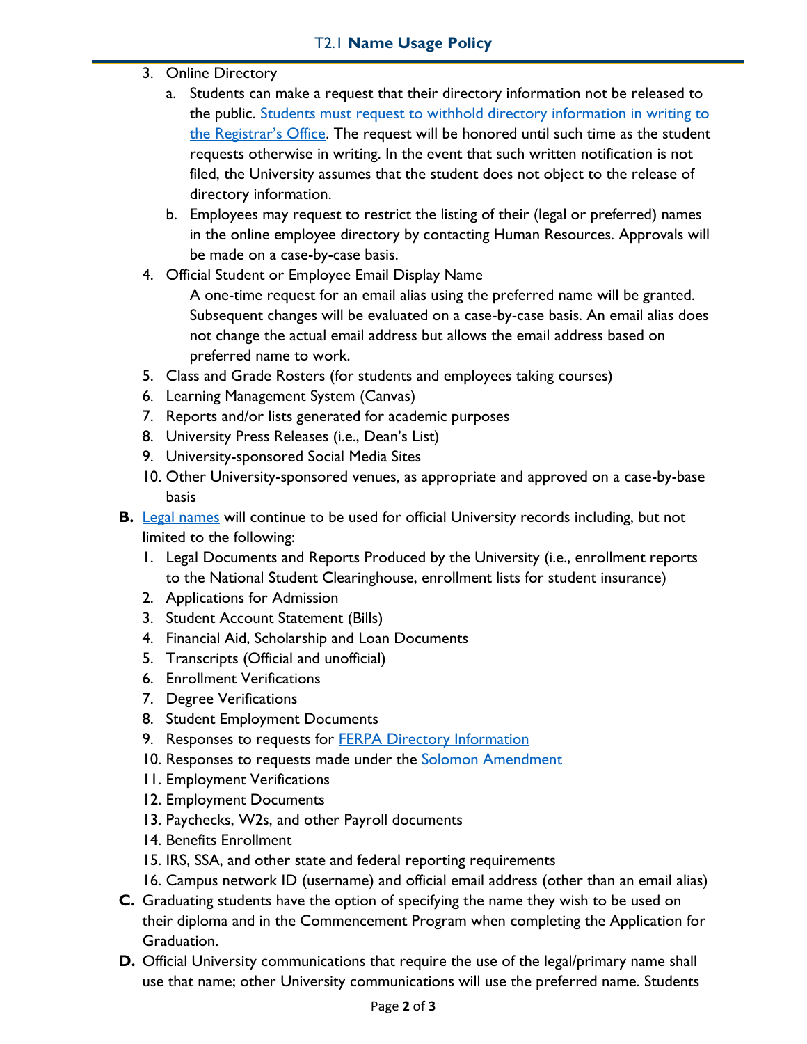3. Online Directory
    a. Students can make a request that their directory information not be released to the public. [Students must request to withhold directory information in writing to the Registrar's Office](). The request will be honored until such time as the student requests otherwise in writing. In the event that such written notification is not filed, the University assumes that the student does not object to the release of directory information.
    b. Employees may request to restrict the listing of their (legal or preferred) names in the online employee directory by contacting Human Resources. Approvals will be made on a case-by-case basis.
4. Official Student or Employee Email Display Name

    A one-time request for an email alias using the preferred name will be granted. Subsequent changes will be evaluated on a case-by-case basis. An email alias does not change the actual email address but allows the email address based on preferred name to work.
5. Class and Grade Rosters (for students and employees taking courses)
6. Learning Management System (Canvas)
7. Reports and/or lists generated for academic purposes
8. University Press Releases (i.e., Dean's List)
9. University-sponsored Social Media Sites
10. Other University-sponsored venues, as appropriate and approved on a case-by-base basis

**B.** Legal names will continue to be used for official University records including, but not limited to the following:

1. Legal Documents and Reports Produced by the University (i.e., enrollment reports to the National Student Clearinghouse, enrollment lists for student insurance)
2. Applications for Admission
3. Student Account Statement (Bills)
4. Financial Aid, Scholarship and Loan Documents
5. Transcripts (Official and unofficial)
6. Enrollment Verifications
7. Degree Verifications
8. Student Employment Documents
9. Responses to requests for FERPA Directory Information
10. Responses to requests made under the Solomon Amendment
11. Employment Verifications
12. Employment Documents
13. Paychecks, W2s, and other Payroll documents
14. Benefits Enrollment
15. IRS, SSA, and other state and federal reporting requirements
16. Campus network ID (username) and official email address (other than an email alias)

**C.** Graduating students have the option of specifying the name they wish to be used on their diploma and in the Commencement Program when completing the Application for Graduation.

**D.** Official University communications that require the use of the legal/primary name shall use that name; other University communications will use the preferred name. Students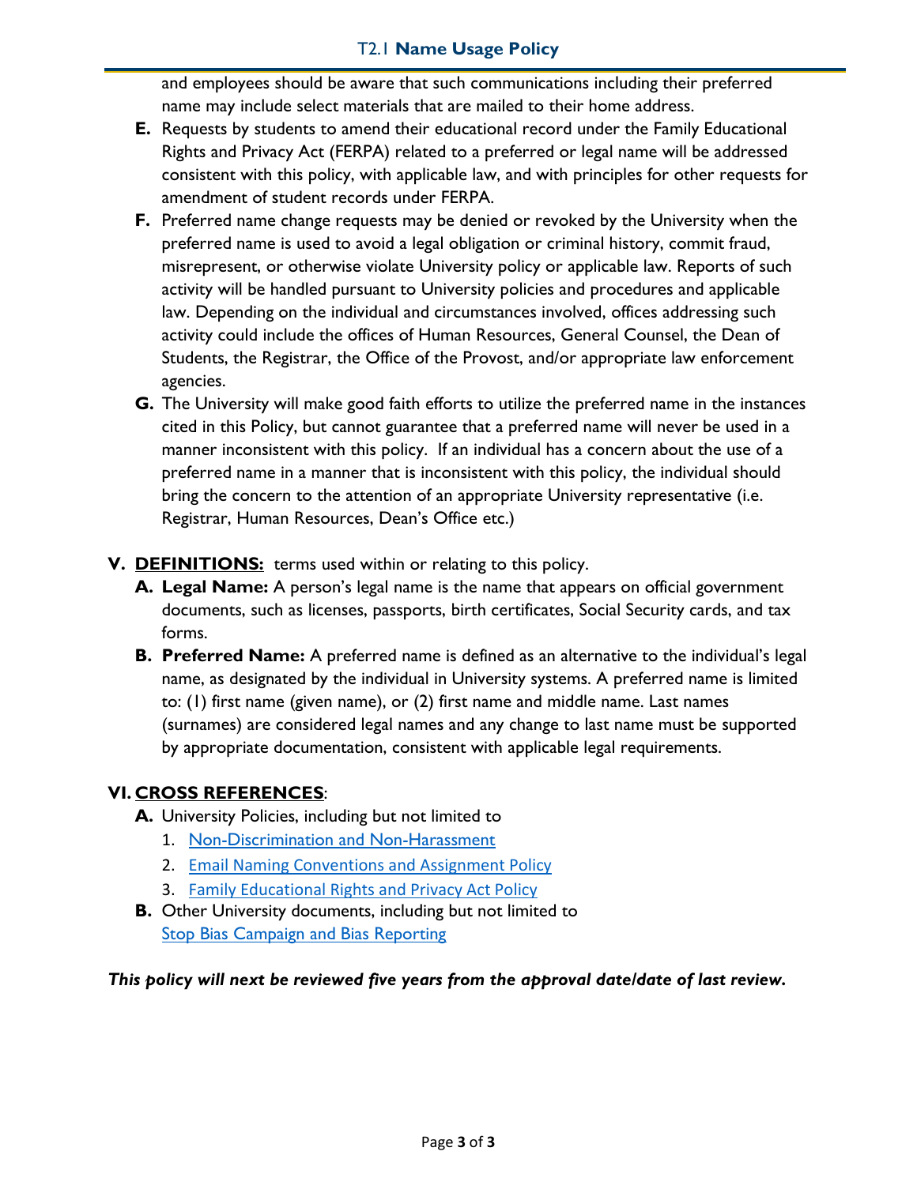and employees should be aware that such communications including their preferred name may include select materials that are mailed to their home address.

**E.** Requests by students to amend their educational record under the Family Educational Rights and Privacy Act (FERPA) related to a preferred or legal name will be addressed consistent with this policy, with applicable law, and with principles for other requests for amendment of student records under FERPA.

**F.** Preferred name change requests may be denied or revoked by the University when the preferred name is used to avoid a legal obligation or criminal history, commit fraud, misrepresent, or otherwise violate University policy or applicable law. Reports of such activity will be handled pursuant to University policies and procedures and applicable law. Depending on the individual and circumstances involved, offices addressing such activity could include the offices of Human Resources, General Counsel, the Dean of Students, the Registrar, the Office of the Provost, and/or appropriate law enforcement agencies.

**G.** The University will make good faith efforts to utilize the preferred name in the instances cited in this Policy, but cannot guarantee that a preferred name will never be used in a manner inconsistent with this policy. If an individual has a concern about the use of a preferred name in a manner that is inconsistent with this policy, the individual should bring the concern to the attention of an appropriate University representative (i.e. Registrar, Human Resources, Dean's Office etc.)

## V. DEFINITIONS: terms used within or relating to this policy.

**A. Legal Name:** A person's legal name is the name that appears on official government documents, such as licenses, passports, birth certificates, Social Security cards, and tax forms.

**B. Preferred Name:** A preferred name is defined as an alternative to the individual's legal name, as designated by the individual in University systems. A preferred name is limited to: (1) first name (given name), or (2) first name and middle name. Last names (surnames) are considered legal names and any change to last name must be supported by appropriate documentation, consistent with applicable legal requirements.

## VI. CROSS REFERENCES:

**A.** University Policies, including but not limited to

1. Non-Discrimination and Non-Harassment
2. Email Naming Conventions and Assignment Policy
3. Family Educational Rights and Privacy Act Policy

**B.** Other University documents, including but not limited to
Stop Bias Campaign and Bias Reporting

***This policy will next be reviewed five years from the approval date/date of last review.***